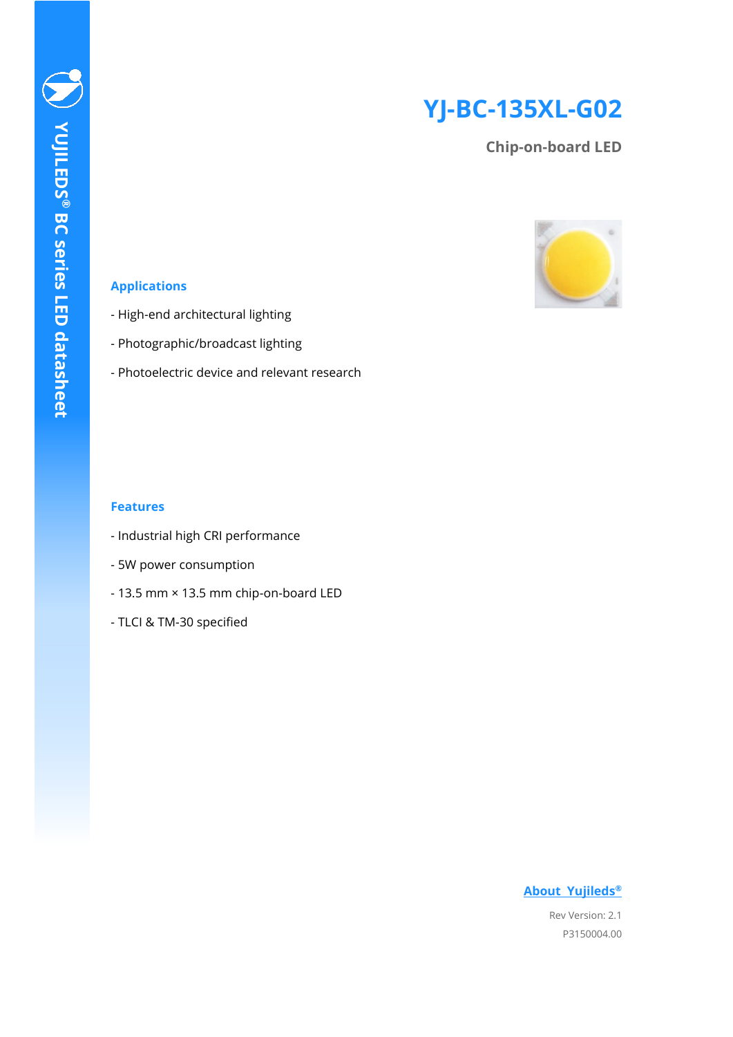YUJILEDS® BC series LED datasheet

# YJ-BC-135XL-G02

## Chip-on-board LED

### Applications

- High-end architectural lighting
- Photographic/broadcast lighting
- Photoelectric device and relevant research

### Features

- Industrial high CRI performance
- 5W power consumption
- 13.5 mm × 13.5 mm chip-on-board LED
- TLCI & TM-30 specified

About Yujileds®

Rev Version: 2.1

P3150004.00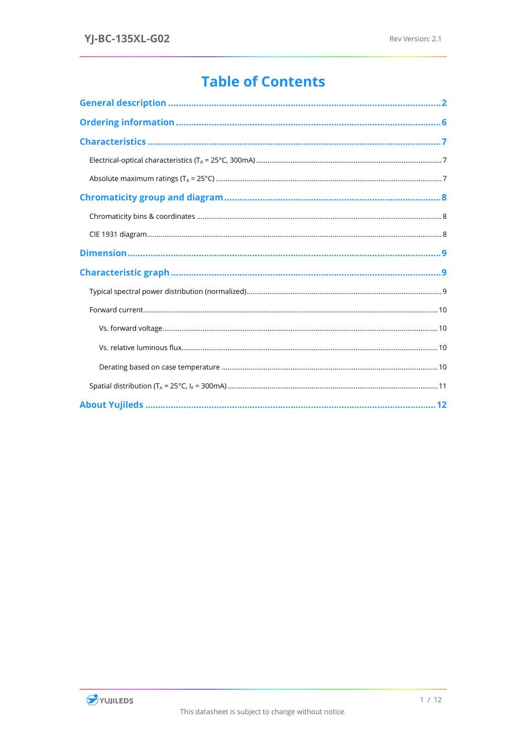# Table of Contents

**General description** .......... 2

**Ordering information** .......... 6

**Characteristics** .......... 7

- Electrical-optical characteristics ($T_A$ = 25°C, 300mA) .......... 7
- Absolute maximum ratings ($T_A$ = 25°C) .......... 7

**Chromaticity group and diagram** .......... 8

- Chromaticity bins & coordinates .......... 8
- CIE 1931 diagram .......... 8

**Dimension** .......... 9

**Characteristic graph** .......... 9

- Typical spectral power distribution (normalized) .......... 9
- Forward current .......... 10
  - Vs. forward voltage .......... 10
  - Vs. relative luminous flux .......... 10
  - Derating based on case temperature .......... 10
- Spatial distribution ($T_A$ = 25°C, $I_F$ = 300mA) .......... 11

**About Yujileds** .......... 12

This datasheet is subject to change without notice.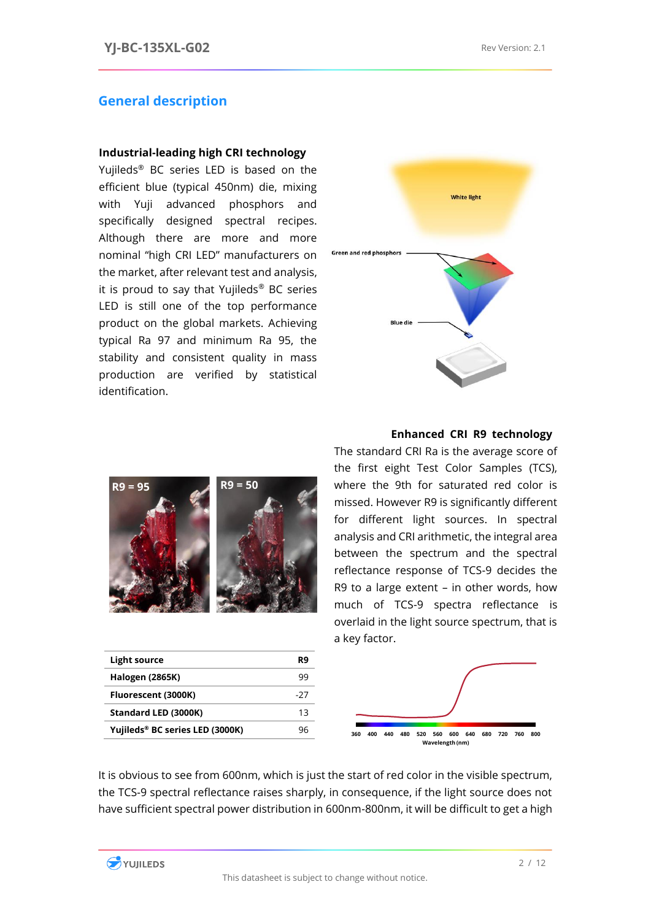## General description

### Industrial-leading high CRI technology

Yujileds® BC series LED is based on the efficient blue (typical 450nm) die, mixing with Yuji advanced phosphors and specifically designed spectral recipes. Although there are more and more nominal "high CRI LED" manufacturers on the market, after relevant test and analysis, it is proud to say that Yujileds® BC series LED is still one of the top performance product on the global markets. Achieving typical Ra 97 and minimum Ra 95, the stability and consistent quality in mass production are verified by statistical identification.

### Enhanced CRI R9 technology

The standard CRI Ra is the average score of the first eight Test Color Samples (TCS), where the 9th for saturated red color is missed. However R9 is significantly different for different light sources. In spectral analysis and CRI arithmetic, the integral area between the spectrum and the spectral reflectance response of TCS-9 decides the R9 to a large extent – in other words, how much of TCS-9 spectra reflectance is overlaid in the light source spectrum, that is a key factor.

| Light source | R9 |
|---|---|
| Halogen (2865K) | 99 |
| Fluorescent (3000K) | -27 |
| Standard LED (3000K) | 13 |
| Yujileds® BC series LED (3000K) | 96 |

It is obvious to see from 600nm, which is just the start of red color in the visible spectrum, the TCS-9 spectral reflectance raises sharply, in consequence, if the light source does not have sufficient spectral power distribution in 600nm-800nm, it will be difficult to get a high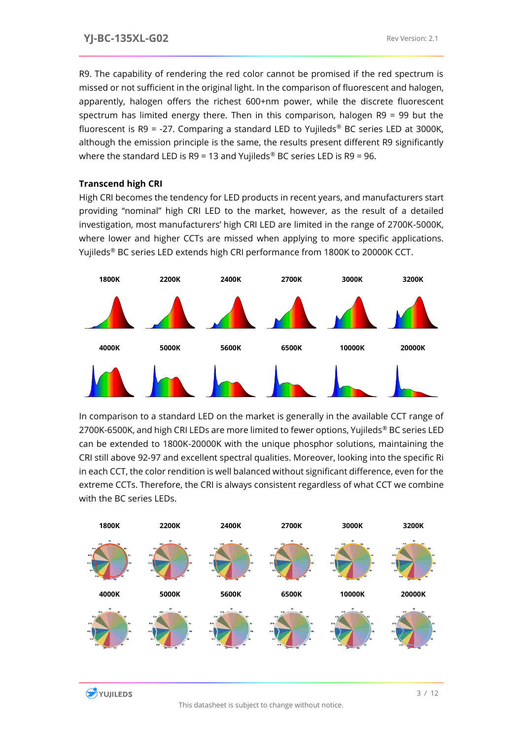R9. The capability of rendering the red color cannot be promised if the red spectrum is missed or not sufficient in the original light. In the comparison of fluorescent and halogen, apparently, halogen offers the richest 600+nm power, while the discrete fluorescent spectrum has limited energy there. Then in this comparison, halogen R9 = 99 but the fluorescent is R9 = -27. Comparing a standard LED to Yujileds® BC series LED at 3000K, although the emission principle is the same, the results present different R9 significantly where the standard LED is R9 = 13 and Yujileds® BC series LED is R9 = 96.

**Transcend high CRI**

High CRI becomes the tendency for LED products in recent years, and manufacturers start providing "nominal" high CRI LED to the market, however, as the result of a detailed investigation, most manufacturers' high CRI LED are limited in the range of 2700K-5000K, where lower and higher CCTs are missed when applying to more specific applications. Yujileds® BC series LED extends high CRI performance from 1800K to 20000K CCT.

1800K　2200K　2400K　2700K　3000K　3200K

4000K　5000K　5600K　6500K　10000K　20000K

In comparison to a standard LED on the market is generally in the available CCT range of 2700K-6500K, and high CRI LEDs are more limited to fewer options, Yujileds® BC series LED can be extended to 1800K-20000K with the unique phosphor solutions, maintaining the CRI still above 92-97 and excellent spectral qualities. Moreover, looking into the specific Ri in each CCT, the color rendition is well balanced without significant difference, even for the extreme CCTs. Therefore, the CRI is always consistent regardless of what CCT we combine with the BC series LEDs.

1800K　2200K　2400K　2700K　3000K　3200K

4000K　5000K　5600K　6500K　10000K　20000K

This datasheet is subject to change without notice.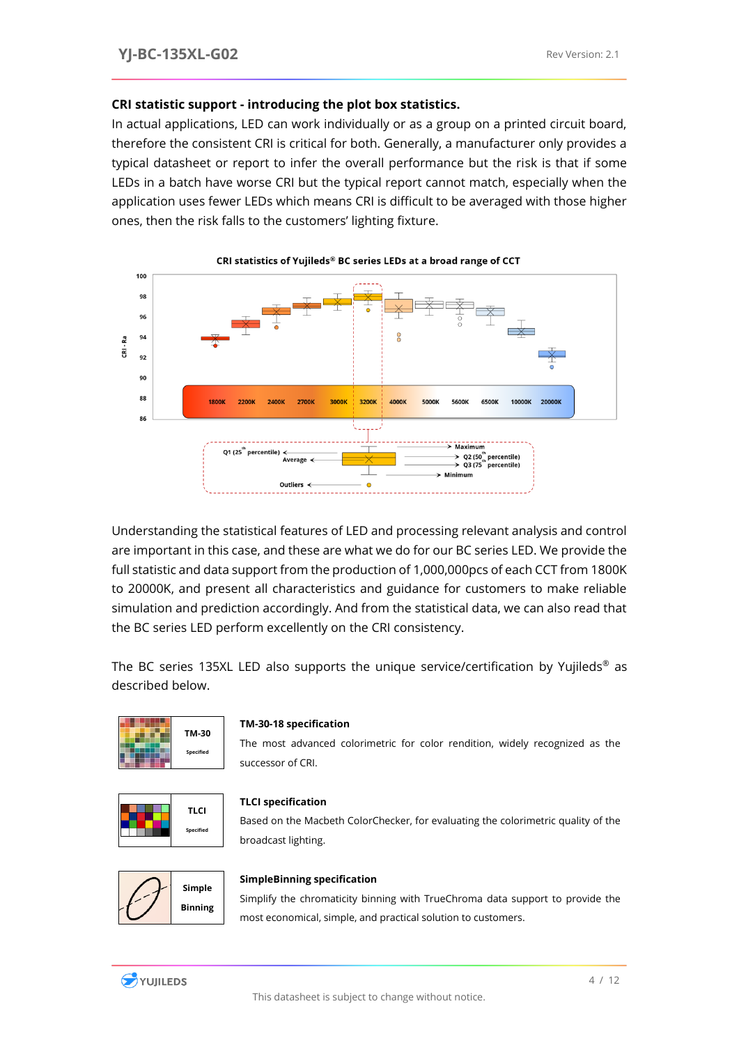**CRI statistic support - introducing the plot box statistics.**

In actual applications, LED can work individually or as a group on a printed circuit board, therefore the consistent CRI is critical for both. Generally, a manufacturer only provides a typical datasheet or report to infer the overall performance but the risk is that if some LEDs in a batch have worse CRI but the typical report cannot match, especially when the application uses fewer LEDs which means CRI is difficult to be averaged with those higher ones, then the risk falls to the customers' lighting fixture.

**CRI statistics of Yujileds® BC series LEDs at a broad range of CCT**

Understanding the statistical features of LED and processing relevant analysis and control are important in this case, and these are what we do for our BC series LED. We provide the full statistic and data support from the production of 1,000,000pcs of each CCT from 1800K to 20000K, and present all characteristics and guidance for customers to make reliable simulation and prediction accordingly. And from the statistical data, we can also read that the BC series LED perform excellently on the CRI consistency.

The BC series 135XL LED also supports the unique service/certification by Yujileds® as described below.

**TM-30-18 specification**

The most advanced colorimetric for color rendition, widely recognized as the successor of CRI.

**TLCI specification**

Based on the Macbeth ColorChecker, for evaluating the colorimetric quality of the broadcast lighting.

**SimpleBinning specification**

Simplify the chromaticity binning with TrueChroma data support to provide the most economical, simple, and practical solution to customers.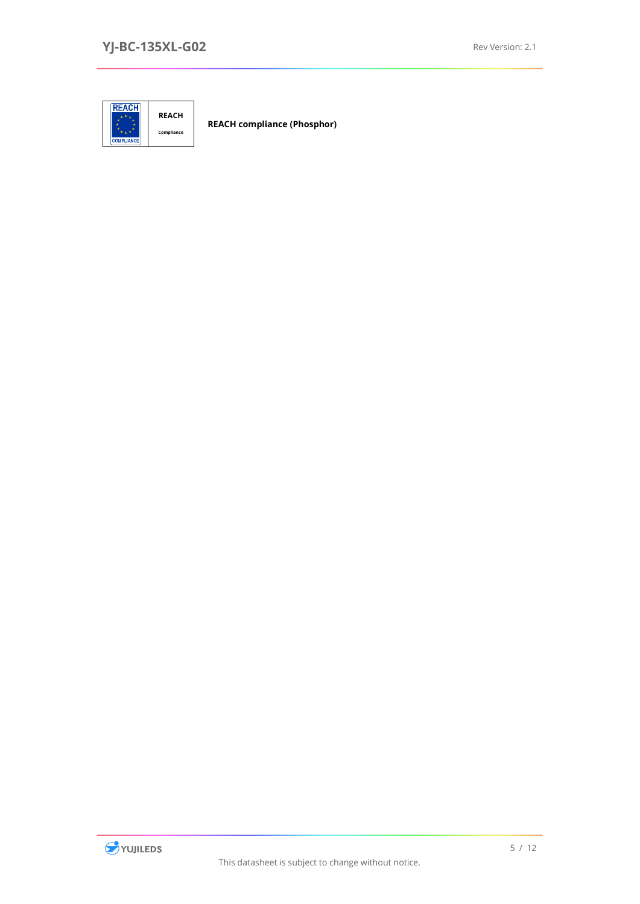| REACH COMPLIANCE | REACH Compliance | REACH compliance (Phosphor) |
|---|---|---|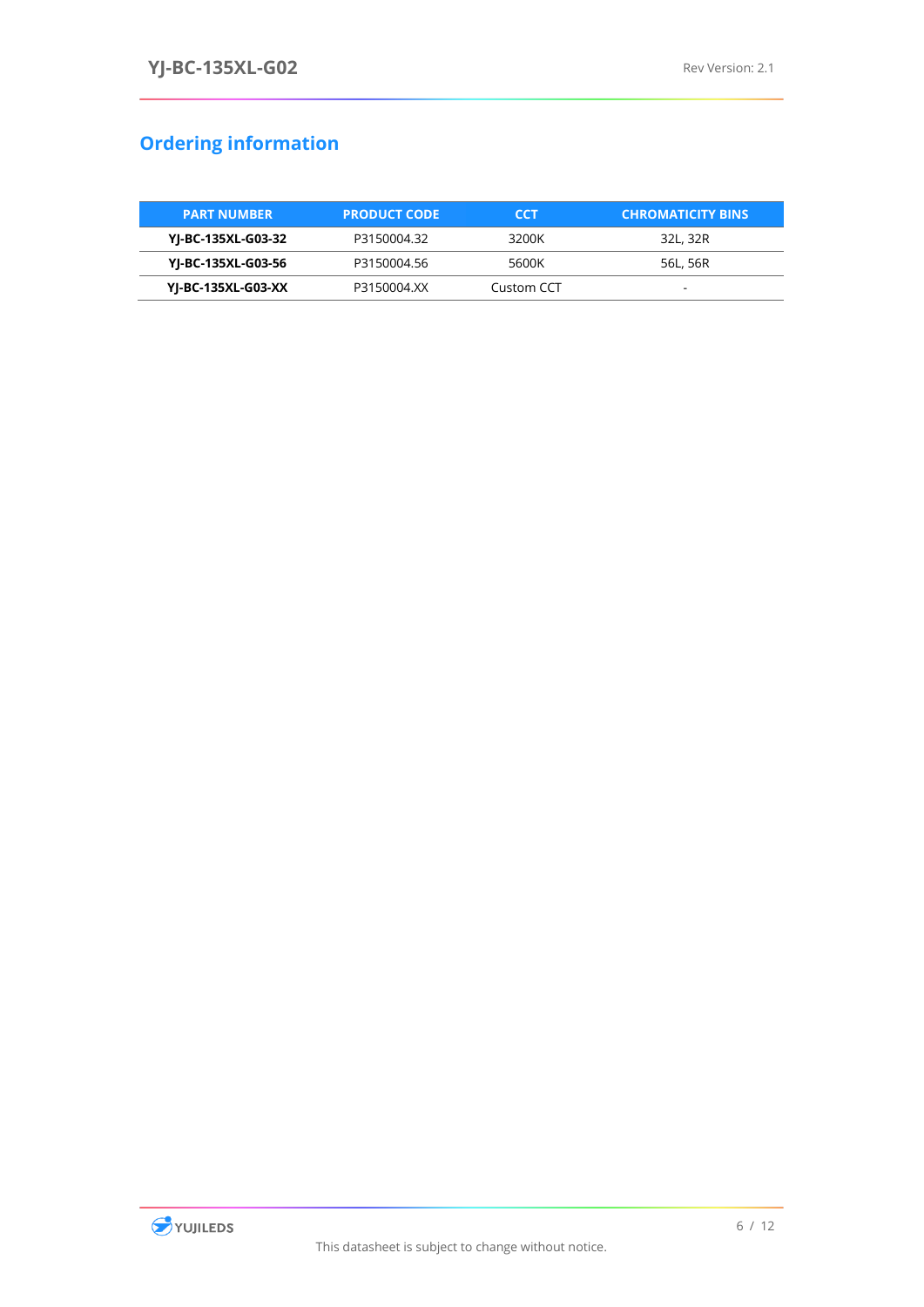## Ordering information

| PART NUMBER | PRODUCT CODE | CCT | CHROMATICITY BINS |
|---|---|---|---|
| **YJ-BC-135XL-G03-32** | P3150004.32 | 3200K | 32L, 32R |
| **YJ-BC-135XL-G03-56** | P3150004.56 | 5600K | 56L, 56R |
| **YJ-BC-135XL-G03-XX** | P3150004.XX | Custom CCT | - |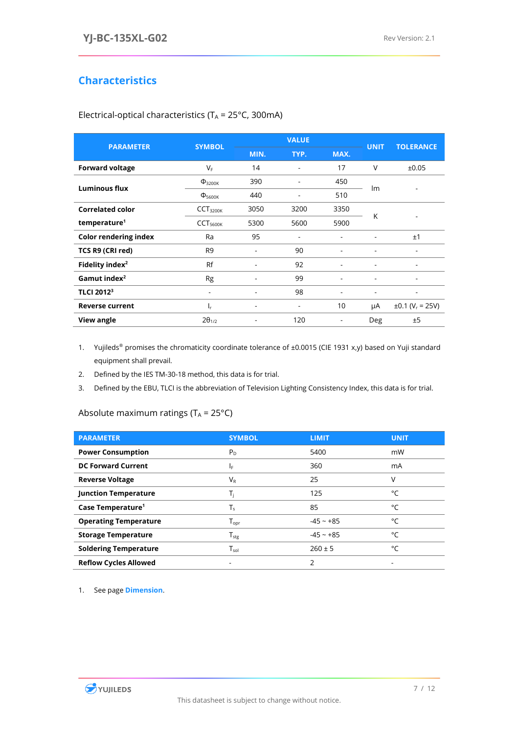## Characteristics

Electrical-optical characteristics ($T_A$ = 25°C, 300mA)

| PARAMETER | SYMBOL | VALUE | | | UNIT | TOLERANCE |
|---|---|---|---|---|---|---|
| | | MIN. | TYP. | MAX. | | |
| **Forward voltage** | $V_F$ | 14 | - | 17 | V | ±0.05 |
| **Luminous flux** | $\Phi_{3200K}$ | 390 | - | 450 | lm | - |
| | $\Phi_{5600K}$ | 440 | - | 510 | | |
| **Correlated color temperature**[1] | $CCT_{3200K}$ | 3050 | 3200 | 3350 | K | - |
| | $CCT_{5600K}$ | 5300 | 5600 | 5900 | | |
| **Color rendering index** | Ra | 95 | - | - | - | ±1 |
| **TCS R9 (CRI red)** | R9 | - | 90 | - | - | - |
| **Fidelity index**[2] | Rf | - | 92 | - | - | - |
| **Gamut index**[2] | Rg | - | 99 | - | - | - |
| **TLCI 2012**[3] | - | - | 98 | - | - | - |
| **Reverse current** | $I_r$ | - | - | 10 | μA | ±0.1 ($V_r$ = 25V) |
| **View angle** | $2\theta_{1/2}$ | - | 120 | - | Deg | ±5 |

1. Yujileds® promises the chromaticity coordinate tolerance of ±0.0015 (CIE 1931 x,y) based on Yuji standard equipment shall prevail.
2. Defined by the IES TM-30-18 method, this data is for trial.
3. Defined by the EBU, TLCI is the abbreviation of Television Lighting Consistency Index, this data is for trial.

Absolute maximum ratings ($T_A$ = 25°C)

| PARAMETER | SYMBOL | LIMIT | UNIT |
|---|---|---|---|
| **Power Consumption** | $P_D$ | 5400 | mW |
| **DC Forward Current** | $I_F$ | 360 | mA |
| **Reverse Voltage** | $V_R$ | 25 | V |
| **Junction Temperature** | $T_j$ | 125 | °C |
| **Case Temperature**[1] | $T_s$ | 85 | °C |
| **Operating Temperature** | $T_{opr}$ | -45 ~ +85 | °C |
| **Storage Temperature** | $T_{stg}$ | -45 ~ +85 | °C |
| **Soldering Temperature** | $T_{sol}$ | 260 ± 5 | °C |
| **Reflow Cycles Allowed** | - | 2 | - |

1. See page **Dimension**.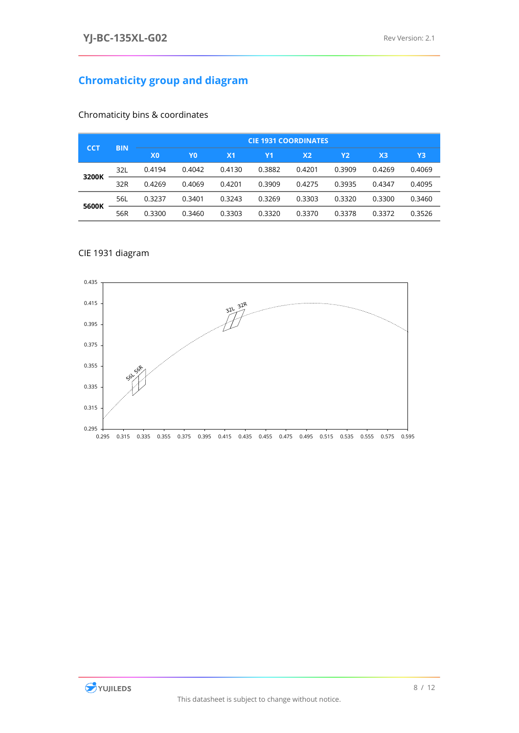## Chromaticity group and diagram

Chromaticity bins & coordinates

| CCT | BIN | CIE 1931 COORDINATES | | | | | | | |
|---|---|---|---|---|---|---|---|---|---|
| | | X0 | Y0 | X1 | Y1 | X2 | Y2 | X3 | Y3 |
| **3200K** | 32L | 0.4194 | 0.4042 | 0.4130 | 0.3882 | 0.4201 | 0.3909 | 0.4269 | 0.4069 |
| | 32R | 0.4269 | 0.4069 | 0.4201 | 0.3909 | 0.4275 | 0.3935 | 0.4347 | 0.4095 |
| **5600K** | 56L | 0.3237 | 0.3401 | 0.3243 | 0.3269 | 0.3303 | 0.3320 | 0.3300 | 0.3460 |
| | 56R | 0.3300 | 0.3460 | 0.3303 | 0.3320 | 0.3370 | 0.3378 | 0.3372 | 0.3526 |

CIE 1931 diagram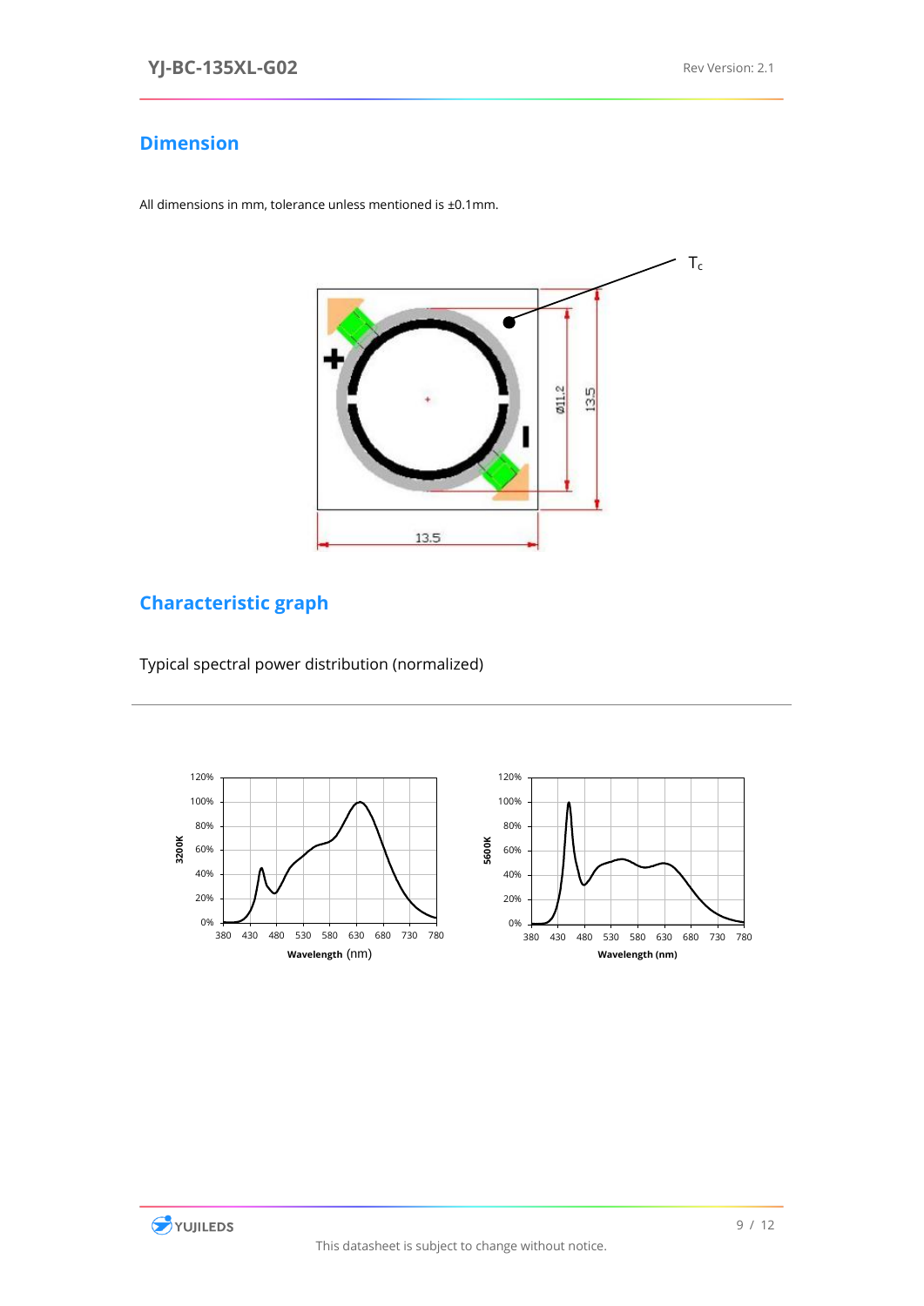## Dimension

All dimensions in mm, tolerance unless mentioned is ±0.1mm.

## Characteristic graph

Typical spectral power distribution (normalized)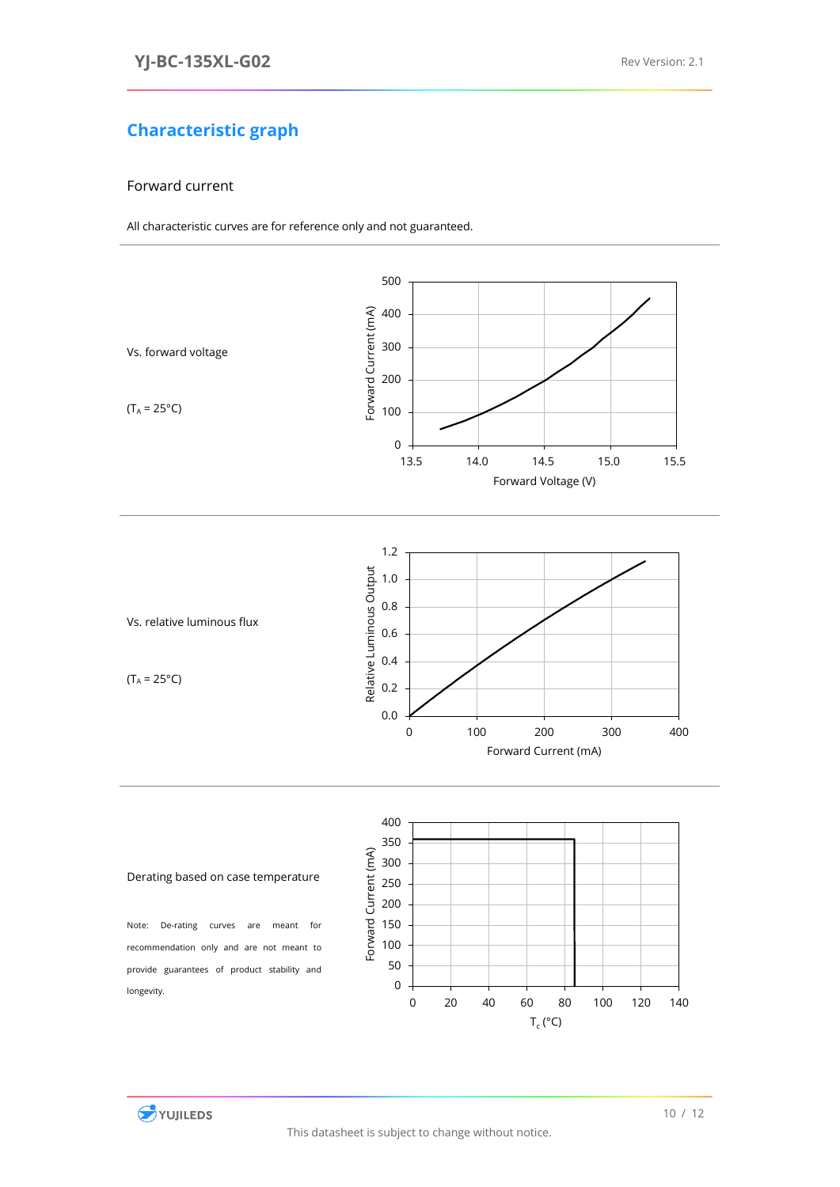## Characteristic graph

### Forward current

All characteristic curves are for reference only and not guaranteed.

Vs. forward voltage

($T_A$ = 25°C)

Vs. relative luminous flux

($T_A$ = 25°C)

Derating based on case temperature

Note: De-rating curves are meant for recommendation only and are not meant to provide guarantees of product stability and longevity.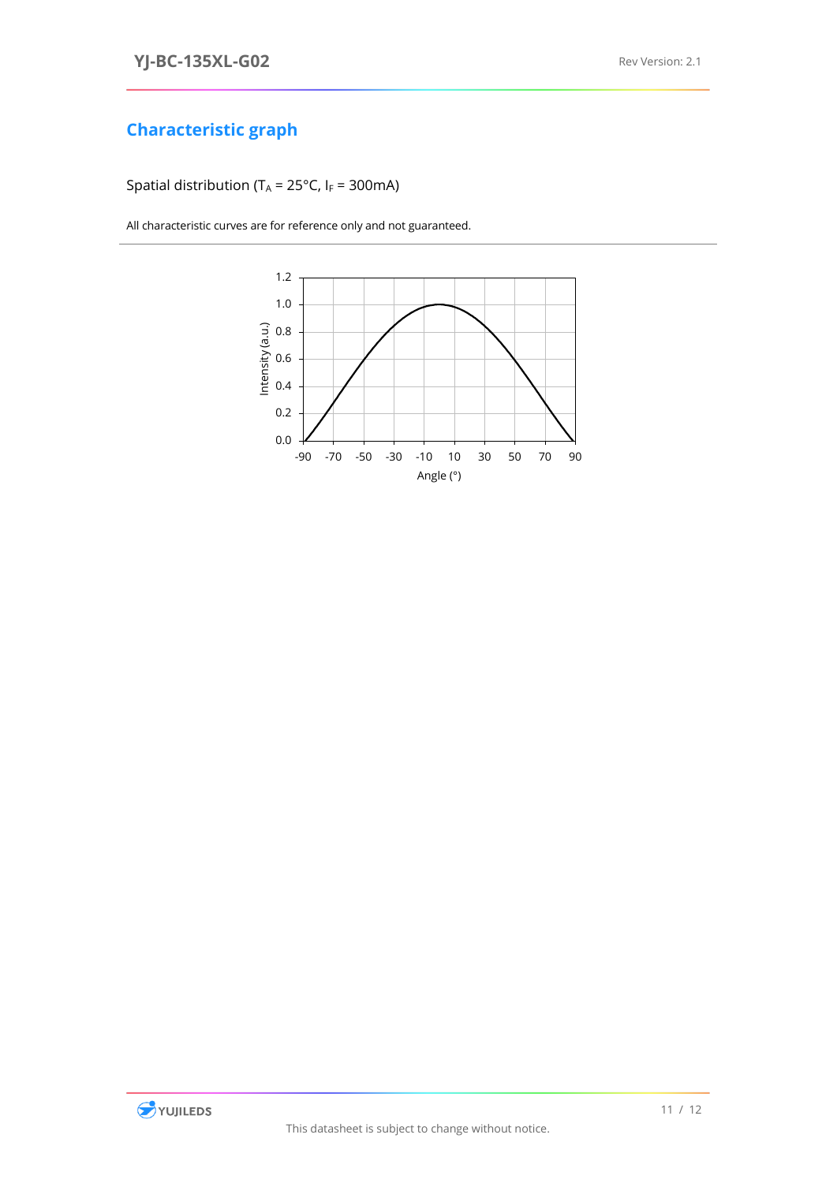## Characteristic graph

Spatial distribution ($T_A$ = 25°C, $I_F$ = 300mA)

All characteristic curves are for reference only and not guaranteed.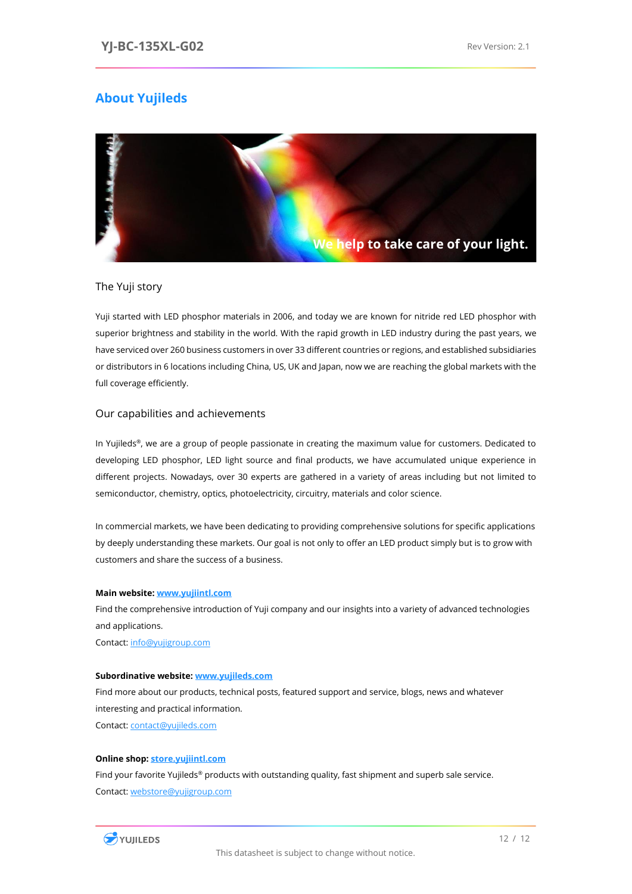## About Yujileds

We help to take care of your light.

### The Yuji story

Yuji started with LED phosphor materials in 2006, and today we are known for nitride red LED phosphor with superior brightness and stability in the world. With the rapid growth in LED industry during the past years, we have serviced over 260 business customers in over 33 different countries or regions, and established subsidiaries or distributors in 6 locations including China, US, UK and Japan, now we are reaching the global markets with the full coverage efficiently.

### Our capabilities and achievements

In Yujileds®, we are a group of people passionate in creating the maximum value for customers. Dedicated to developing LED phosphor, LED light source and final products, we have accumulated unique experience in different projects. Nowadays, over 30 experts are gathered in a variety of areas including but not limited to semiconductor, chemistry, optics, photoelectricity, circuitry, materials and color science.

In commercial markets, we have been dedicating to providing comprehensive solutions for specific applications by deeply understanding these markets. Our goal is not only to offer an LED product simply but is to grow with customers and share the success of a business.

**Main website: www.yujiintl.com**
Find the comprehensive introduction of Yuji company and our insights into a variety of advanced technologies and applications.
Contact: info@yujigroup.com

**Subordinative website: www.yujileds.com**
Find more about our products, technical posts, featured support and service, blogs, news and whatever interesting and practical information.
Contact: contact@yujileds.com

**Online shop: store.yujiintl.com**
Find your favorite Yujileds® products with outstanding quality, fast shipment and superb sale service.
Contact: webstore@yujigroup.com

This datasheet is subject to change without notice.